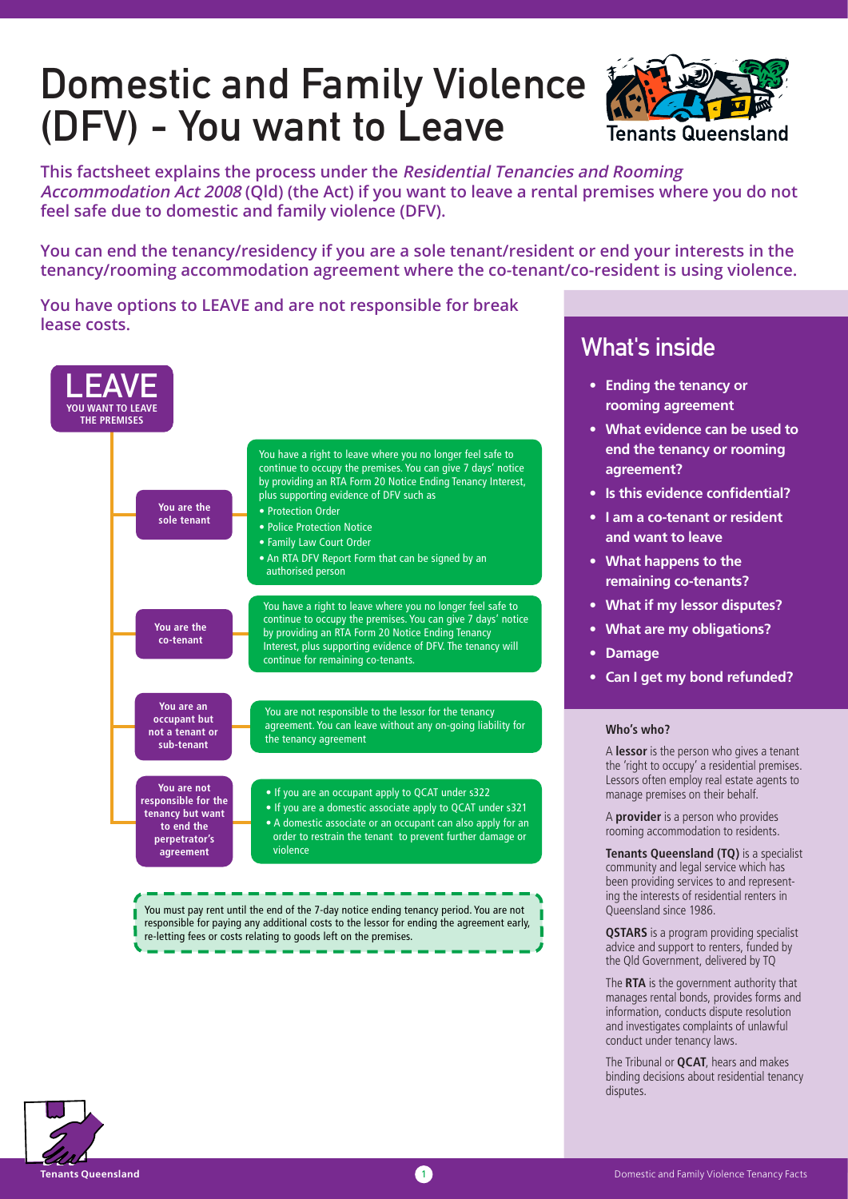# Domestic and Family Violence (DFV) - You want to Leave

Tenants Queensland

**This factsheet explains the process under the *Residential Tenancies and Rooming Accommodation Act 2008* (Qld) (the Act) if you want to leave a rental premises where you do not feel safe due to domestic and family violence (DFV).**

**You can end the tenancy/residency if you are a sole tenant/resident or end your interests in the tenancy/rooming accommodation agreement where the co-tenant/co-resident is using violence.**

**You have options to LEAVE and are not responsible for break lease costs.**

## LEAVE

**YOU WANT TO LEAVE THE PREMISES**

**You are the sole tenant**

You have a right to leave where you no longer feel safe to continue to occupy the premises. You can give 7 days' notice by providing an RTA Form 20 Notice Ending Tenancy Interest, plus supporting evidence of DFV such as

- Protection Order
- Police Protection Notice
- Family Law Court Order
- An RTA DFV Report Form that can be signed by an authorised person

**You are the co-tenant**

You have a right to leave where you no longer feel safe to continue to occupy the premises. You can give 7 days' notice by providing an RTA Form 20 Notice Ending Tenancy Interest, plus supporting evidence of DFV. The tenancy will continue for remaining co-tenants.

**You are an occupant but not a tenant or sub-tenant**

You are not responsible to the lessor for the tenancy agreement. You can leave without any on-going liability for the tenancy agreement

**You are not responsible for the tenancy but want to end the perpetrator's agreement**

- If you are an occupant apply to QCAT under s322
- If you are a domestic associate apply to QCAT under s321
- A domestic associate or an occupant can also apply for an order to restrain the tenant to prevent further damage or violence

You must pay rent until the end of the 7-day notice ending tenancy period. You are not responsible for paying any additional costs to the lessor for ending the agreement early, re-letting fees or costs relating to goods left on the premises.

## What's inside

- **Ending the tenancy or rooming agreement**
- **What evidence can be used to end the tenancy or rooming agreement?**
- **Is this evidence confidential?**
- **I am a co-tenant or resident and want to leave**
- **What happens to the remaining co-tenants?**
- **What if my lessor disputes?**
- **What are my obligations?**
- **Damage**
- **Can I get my bond refunded?**

### Who's who?

A **lessor** is the person who gives a tenant the 'right to occupy' a residential premises. Lessors often employ real estate agents to manage premises on their behalf.

A **provider** is a person who provides rooming accommodation to residents.

**Tenants Queensland (TQ)** is a specialist community and legal service which has been providing services to and representing the interests of residential renters in Queensland since 1986.

**QSTARS** is a program providing specialist advice and support to renters, funded by the Qld Government, delivered by TQ

The **RTA** is the government authority that manages rental bonds, provides forms and information, conducts dispute resolution and investigates complaints of unlawful conduct under tenancy laws.

The Tribunal or **QCAT**, hears and makes binding decisions about residential tenancy disputes.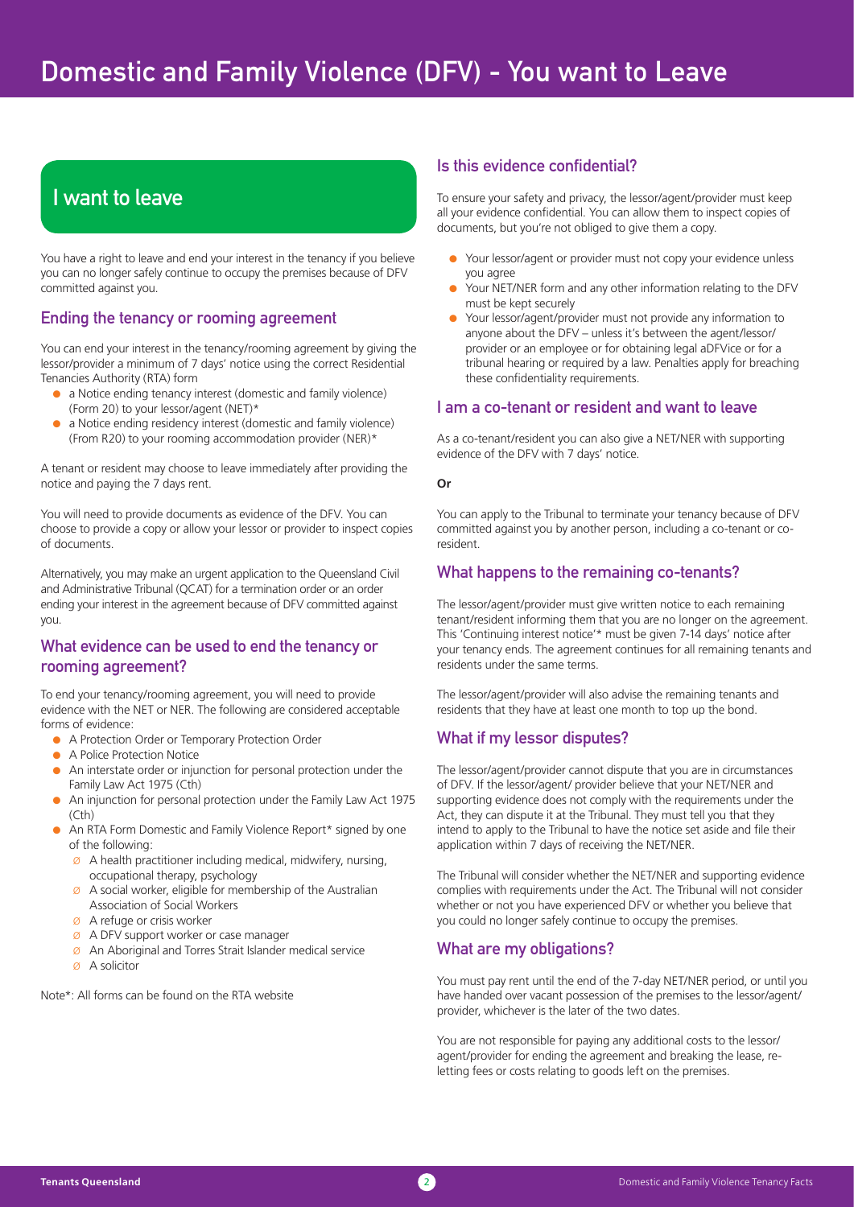# Domestic and Family Violence (DFV) - You want to Leave

## I want to leave

You have a right to leave and end your interest in the tenancy if you believe you can no longer safely continue to occupy the premises because of DFV committed against you.

### Ending the tenancy or rooming agreement

You can end your interest in the tenancy/rooming agreement by giving the lessor/provider a minimum of 7 days' notice using the correct Residential Tenancies Authority (RTA) form

- a Notice ending tenancy interest (domestic and family violence) (Form 20) to your lessor/agent (NET)*
- a Notice ending residency interest (domestic and family violence) (From R20) to your rooming accommodation provider (NER)*

A tenant or resident may choose to leave immediately after providing the notice and paying the 7 days rent.

You will need to provide documents as evidence of the DFV. You can choose to provide a copy or allow your lessor or provider to inspect copies of documents.

Alternatively, you may make an urgent application to the Queensland Civil and Administrative Tribunal (QCAT) for a termination order or an order ending your interest in the agreement because of DFV committed against you.

### What evidence can be used to end the tenancy or rooming agreement?

To end your tenancy/rooming agreement, you will need to provide evidence with the NET or NER. The following are considered acceptable forms of evidence:

- A Protection Order or Temporary Protection Order
- A Police Protection Notice
- An interstate order or injunction for personal protection under the Family Law Act 1975 (Cth)
- An injunction for personal protection under the Family Law Act 1975 (Cth)
- An RTA Form Domestic and Family Violence Report* signed by one of the following:
  - A health practitioner including medical, midwifery, nursing, occupational therapy, psychology
  - A social worker, eligible for membership of the Australian Association of Social Workers
  - A refuge or crisis worker
  - A DFV support worker or case manager
  - An Aboriginal and Torres Strait Islander medical service
  - A solicitor

Note*: All forms can be found on the RTA website

### Is this evidence confidential?

To ensure your safety and privacy, the lessor/agent/provider must keep all your evidence confidential. You can allow them to inspect copies of documents, but you're not obliged to give them a copy.

- Your lessor/agent or provider must not copy your evidence unless you agree
- Your NET/NER form and any other information relating to the DFV must be kept securely
- Your lessor/agent/provider must not provide any information to anyone about the DFV – unless it's between the agent/lessor/provider or an employee or for obtaining legal aDFVice or for a tribunal hearing or required by a law. Penalties apply for breaching these confidentiality requirements.

### I am a co-tenant or resident and want to leave

As a co-tenant/resident you can also give a NET/NER with supporting evidence of the DFV with 7 days' notice.

**Or**

You can apply to the Tribunal to terminate your tenancy because of DFV committed against you by another person, including a co-tenant or co-resident.

### What happens to the remaining co-tenants?

The lessor/agent/provider must give written notice to each remaining tenant/resident informing them that you are no longer on the agreement. This 'Continuing interest notice'* must be given 7-14 days' notice after your tenancy ends. The agreement continues for all remaining tenants and residents under the same terms.

The lessor/agent/provider will also advise the remaining tenants and residents that they have at least one month to top up the bond.

### What if my lessor disputes?

The lessor/agent/provider cannot dispute that you are in circumstances of DFV. If the lessor/agent/ provider believe that your NET/NER and supporting evidence does not comply with the requirements under the Act, they can dispute it at the Tribunal. They must tell you that they intend to apply to the Tribunal to have the notice set aside and file their application within 7 days of receiving the NET/NER.

The Tribunal will consider whether the NET/NER and supporting evidence complies with requirements under the Act. The Tribunal will not consider whether or not you have experienced DFV or whether you believe that you could no longer safely continue to occupy the premises.

### What are my obligations?

You must pay rent until the end of the 7-day NET/NER period, or until you have handed over vacant possession of the premises to the lessor/agent/provider, whichever is the later of the two dates.

You are not responsible for paying any additional costs to the lessor/agent/provider for ending the agreement and breaking the lease, re-letting fees or costs relating to goods left on the premises.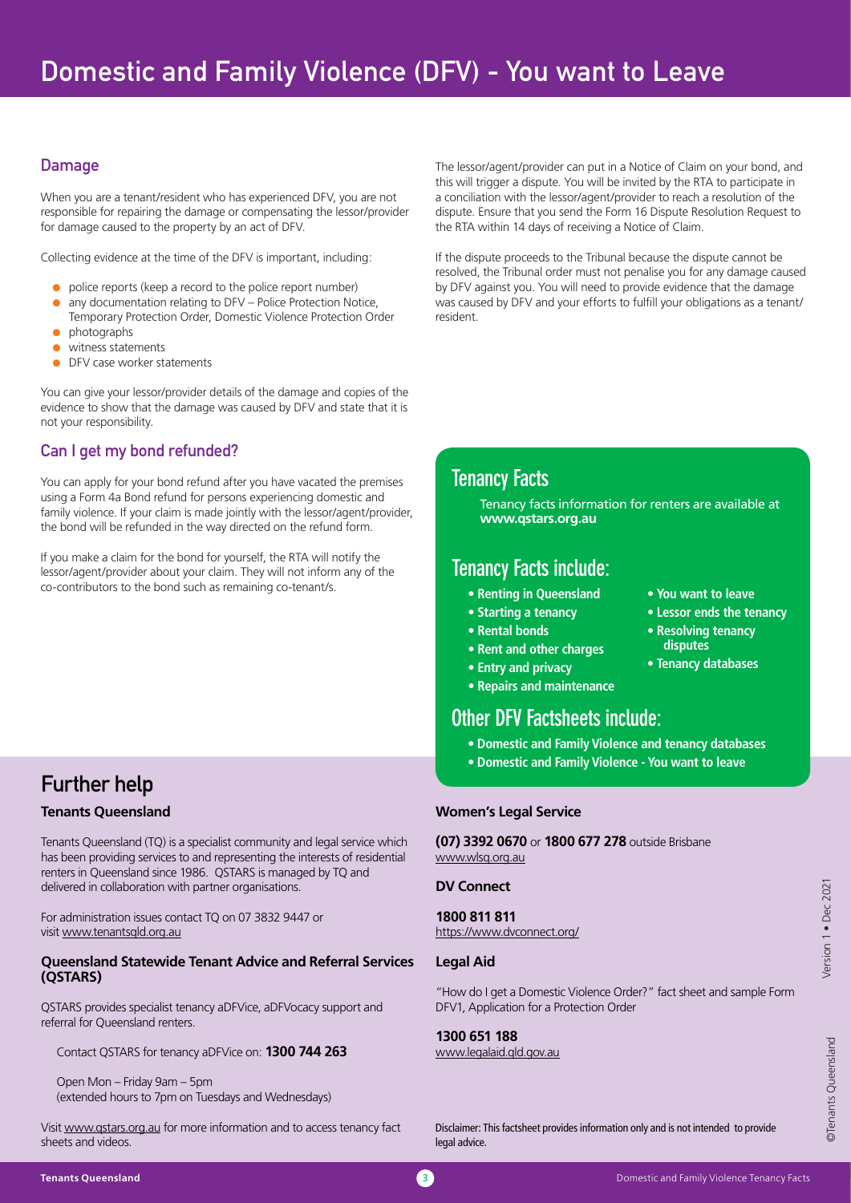# Domestic and Family Violence (DFV) - You want to Leave

## Damage

When you are a tenant/resident who has experienced DFV, you are not responsible for repairing the damage or compensating the lessor/provider for damage caused to the property by an act of DFV.

Collecting evidence at the time of the DFV is important, including:

- police reports (keep a record to the police report number)
- any documentation relating to DFV – Police Protection Notice, Temporary Protection Order, Domestic Violence Protection Order
- photographs
- witness statements
- DFV case worker statements

You can give your lessor/provider details of the damage and copies of the evidence to show that the damage was caused by DFV and state that it is not your responsibility.

## Can I get my bond refunded?

You can apply for your bond refund after you have vacated the premises using a Form 4a Bond refund for persons experiencing domestic and family violence. If your claim is made jointly with the lessor/agent/provider, the bond will be refunded in the way directed on the refund form.

If you make a claim for the bond for yourself, the RTA will notify the lessor/agent/provider about your claim. They will not inform any of the co-contributors to the bond such as remaining co-tenant/s.

The lessor/agent/provider can put in a Notice of Claim on your bond, and this will trigger a dispute. You will be invited by the RTA to participate in a conciliation with the lessor/agent/provider to reach a resolution of the dispute. Ensure that you send the Form 16 Dispute Resolution Request to the RTA within 14 days of receiving a Notice of Claim.

If the dispute proceeds to the Tribunal because the dispute cannot be resolved, the Tribunal order must not penalise you for any damage caused by DFV against you. You will need to provide evidence that the damage was caused by DFV and your efforts to fulfill your obligations as a tenant/ resident.

## Tenancy Facts

Tenancy facts information for renters are available at **www.qstars.org.au**

## Tenancy Facts include:

- **Renting in Queensland**
- **Starting a tenancy**
- **Rental bonds**
- **Rent and other charges**
- **Entry and privacy**
- **Repairs and maintenance**
- **You want to leave**
- **Lessor ends the tenancy**
- **Resolving tenancy disputes**
- **Tenancy databases**

## Other DFV Factsheets include:

- **Domestic and Family Violence and tenancy databases**
- **Domestic and Family Violence - You want to leave**

## Further help

### Tenants Queensland

Tenants Queensland (TQ) is a specialist community and legal service which has been providing services to and representing the interests of residential renters in Queensland since 1986. QSTARS is managed by TQ and delivered in collaboration with partner organisations.

For administration issues contact TQ on 07 3832 9447 or visit www.tenantsqld.org.au

### Queensland Statewide Tenant Advice and Referral Services (QSTARS)

QSTARS provides specialist tenancy aDFVice, aDFVocacy support and referral for Queensland renters.

Contact QSTARS for tenancy aDFVice on: **1300 744 263**

Open Mon – Friday 9am – 5pm
(extended hours to 7pm on Tuesdays and Wednesdays)

Visit www.qstars.org.au for more information and to access tenancy fact sheets and videos.

### Women's Legal Service

**(07) 3392 0670** or **1800 677 278** outside Brisbane
www.wlsq.org.au

### DV Connect

**1800 811 811**
https://www.dvconnect.org/

### Legal Aid

"How do I get a Domestic Violence Order?" fact sheet and sample Form DFV1, Application for a Protection Order

**1300 651 188**
www.legalaid.qld.gov.au

Disclaimer: This factsheet provides information only and is not intended to provide legal advice.

Version 1 • Dec 2021

©Tenants Queensland